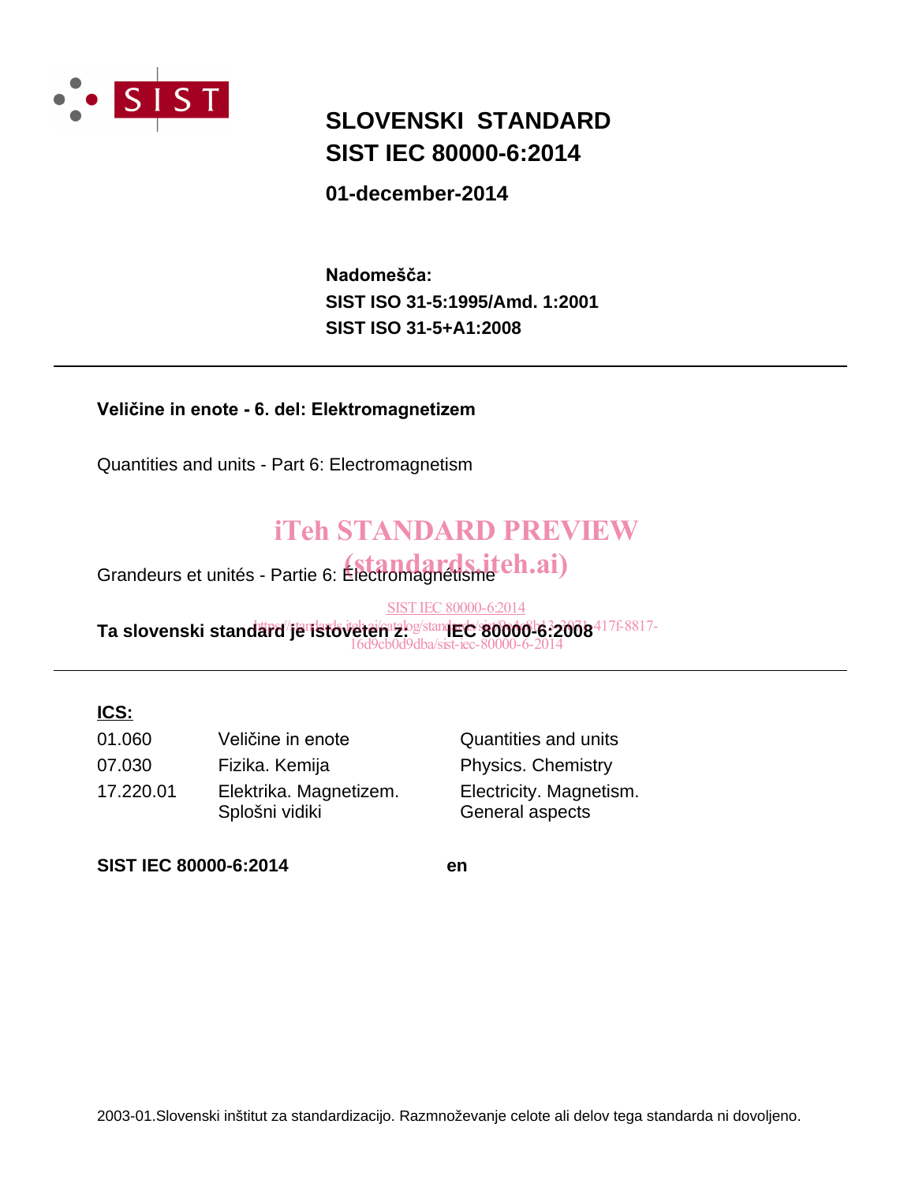# SLOVENSKI STANDARD
# SIST IEC 80000-6:2014

**01-december-2014**

**Nadomešča:**
**SIST ISO 31-5:1995/Amd. 1:2001**
**SIST ISO 31-5+A1:2008**

---

**Veličine in enote - 6. del: Elektromagnetizem**

Quantities and units - Part 6: Electromagnetism

iTeh STANDARD PREVIEW
(standards.iteh.ai)

Grandeurs et unités - Partie 6: Électromagnétisme

SIST IEC 80000-6:2014
https://standards.iteh.ai/catalog/standards/sist/0c4c8b43-2071-417f-8817-16d9cb0d9dba/sist-iec-80000-6-2014

**Ta slovenski standard je istoveten z: IEC 80000-6:2008**

---

**ICS:**

| | | |
|---|---|---|
| 01.060 | Veličine in enote | Quantities and units |
| 07.030 | Fizika. Kemija | Physics. Chemistry |
| 17.220.01 | Elektrika. Magnetizem. Splošni vidiki | Electricity. Magnetism. General aspects |

**SIST IEC 80000-6:2014** **en**

2003-01.Slovenski inštitut za standardizacijo. Razmnoževanje celote ali delov tega standarda ni dovoljeno.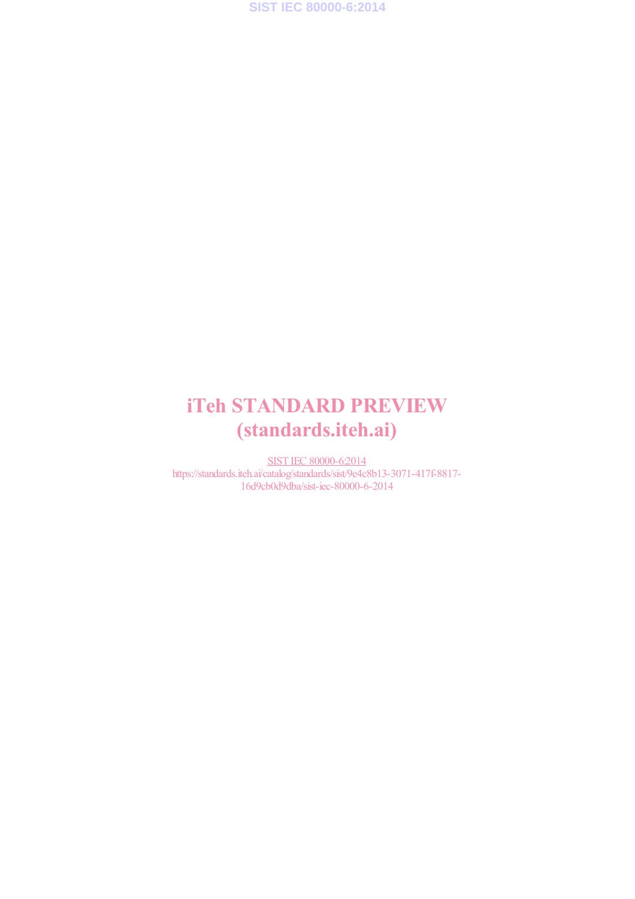# iTeh STANDARD PREVIEW
# (standards.iteh.ai)

SIST IEC 80000-6:2014
https://standards.iteh.ai/catalog/standards/sist/9e4c8b13-3071-417f-8817-16d9cb0d9dba/sist-iec-80000-6-2014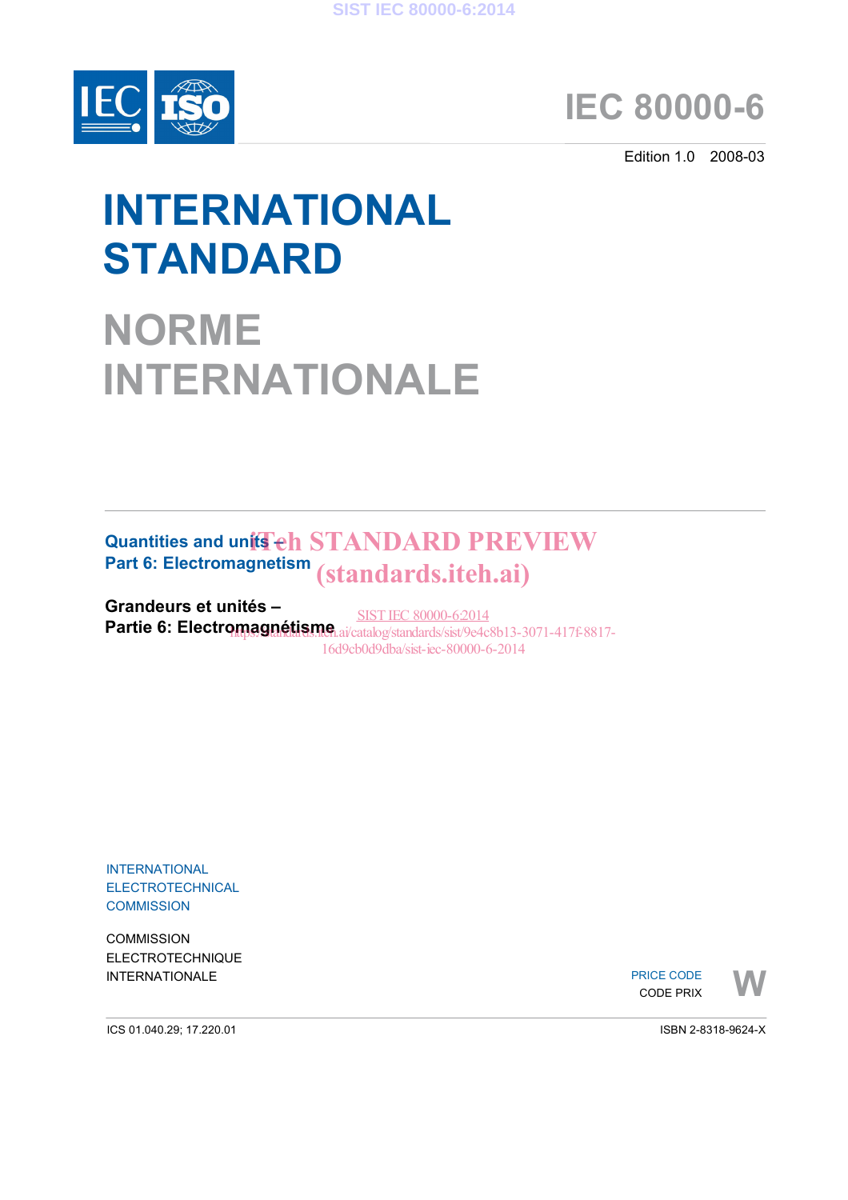# IEC 80000-6

Edition 1.0 2008-03

# INTERNATIONAL STANDARD

# NORME INTERNATIONALE

**Quantities and units –**
**Part 6: Electromagnetism**

iTeh STANDARD PREVIEW
(standards.iteh.ai)

**Grandeurs et unités –**
**Partie 6: Electromagnétisme**

SIST IEC 80000-6:2014
https://standards.iteh.ai/catalog/standards/sist/9e4c8b13-3071-417f-8817-16d9cb0d9dba/sist-iec-80000-6-2014

INTERNATIONAL
ELECTROTECHNICAL
COMMISSION

COMMISSION
ELECTROTECHNIQUE
INTERNATIONALE

PRICE CODE
CODE PRIX **W**

ICS 01.040.29; 17.220.01

ISBN 2-8318-9624-X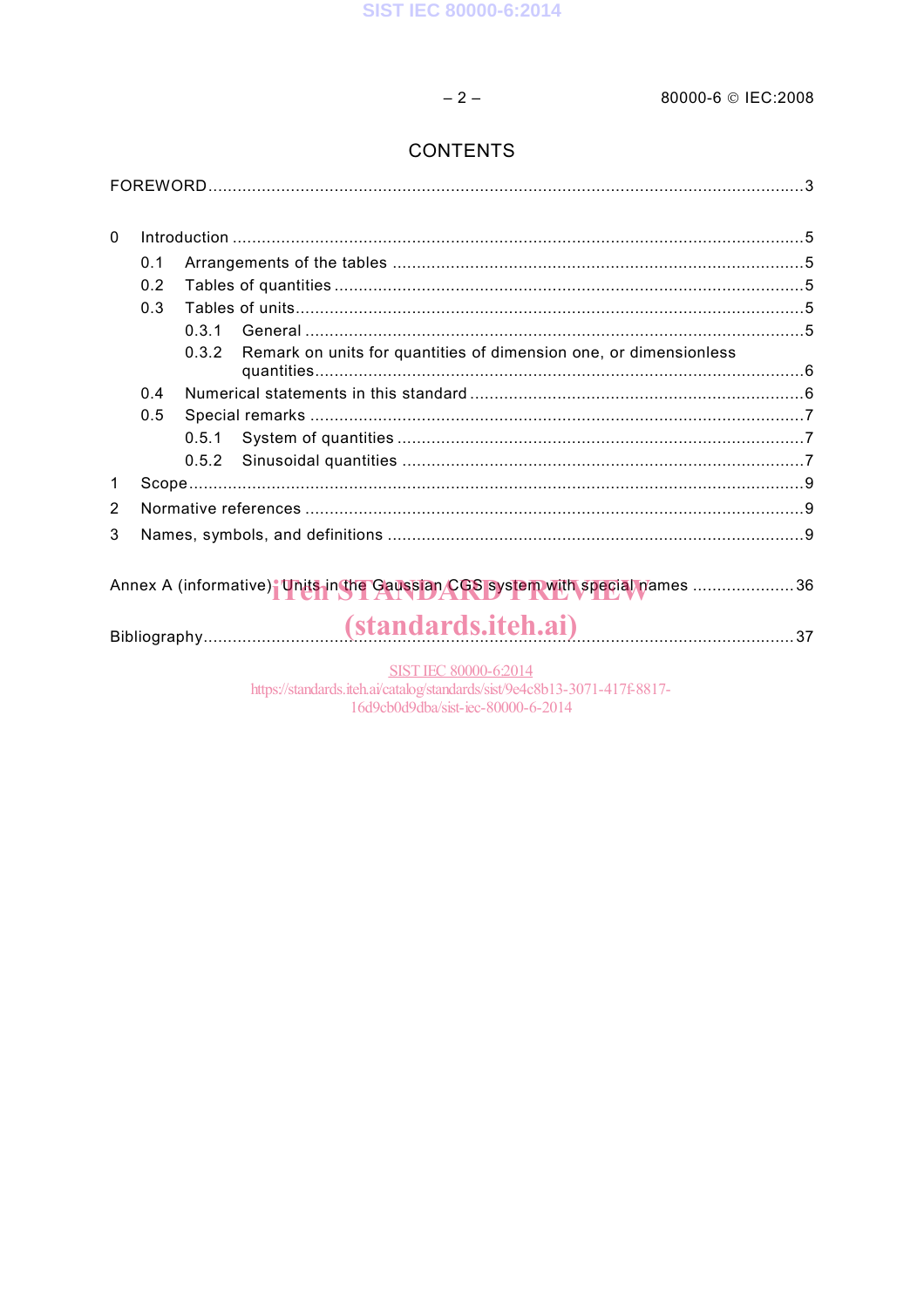# CONTENTS

FOREWORD ........................................................................................................................... 3

0 Introduction ..................................................................................................................... 5
  - 0.1 Arrangements of the tables ..................................................................................... 5
  - 0.2 Tables of quantities ................................................................................................ 5
  - 0.3 Tables of units ........................................................................................................ 5
    - 0.3.1 General ..................................................................................................... 5
    - 0.3.2 Remark on units for quantities of dimension one, or dimensionless quantities ............................................................................................................. 6
  - 0.4 Numerical statements in this standard ..................................................................... 6
  - 0.5 Special remarks ...................................................................................................... 7
    - 0.5.1 System of quantities .................................................................................... 7
    - 0.5.2 Sinusoidal quantities ................................................................................... 7

1 Scope ............................................................................................................................... 9

2 Normative references ....................................................................................................... 9

3 Names, symbols, and definitions ...................................................................................... 9

Annex A (informative) Units in the Gaussian CGS system with special names ..................... 36

Bibliography ......................................................................................................................... 37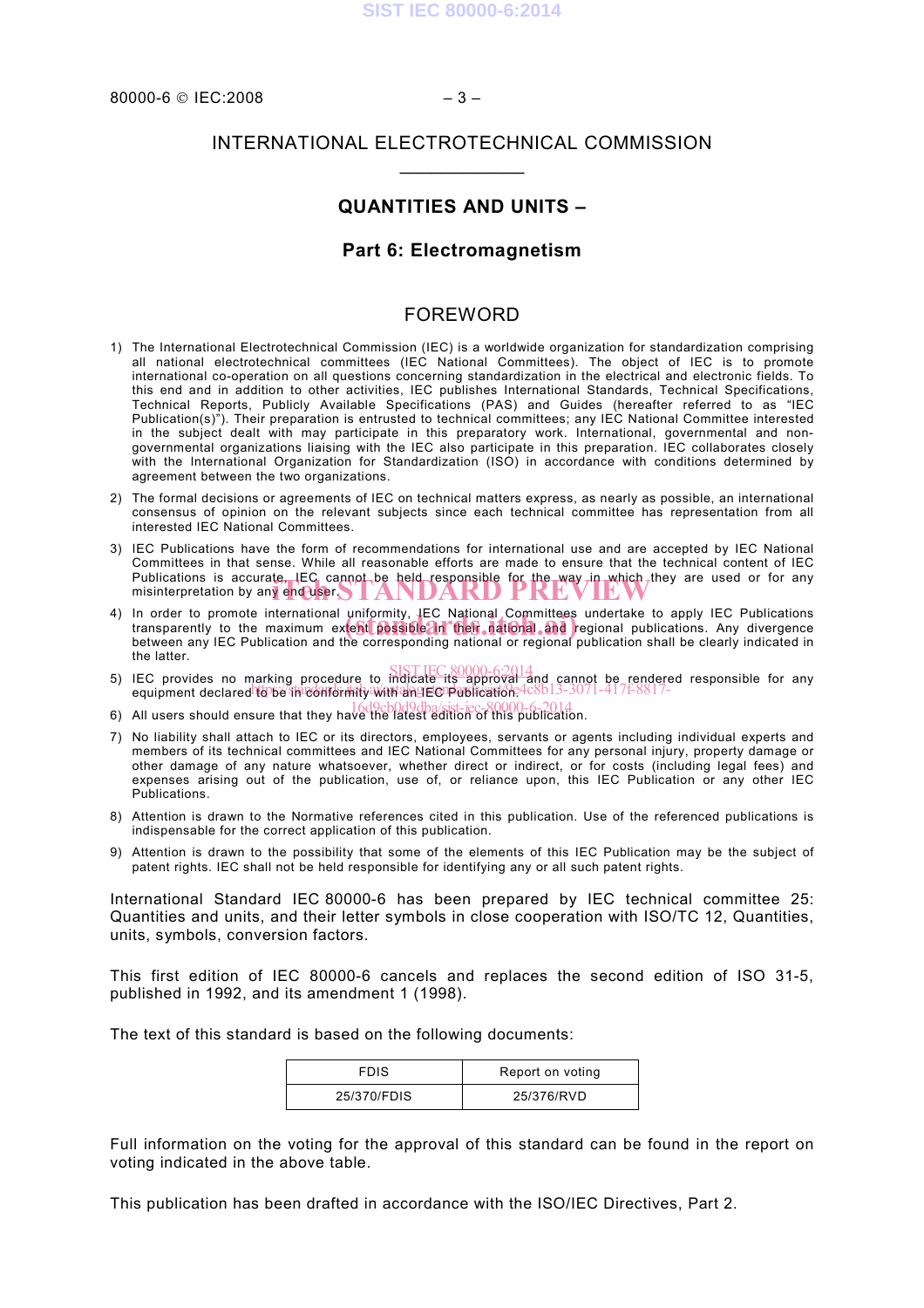INTERNATIONAL ELECTROTECHNICAL COMMISSION

# QUANTITIES AND UNITS –

## Part 6: Electromagnetism

## FOREWORD

1) The International Electrotechnical Commission (IEC) is a worldwide organization for standardization comprising all national electrotechnical committees (IEC National Committees). The object of IEC is to promote international co-operation on all questions concerning standardization in the electrical and electronic fields. To this end and in addition to other activities, IEC publishes International Standards, Technical Specifications, Technical Reports, Publicly Available Specifications (PAS) and Guides (hereafter referred to as "IEC Publication(s)"). Their preparation is entrusted to technical committees; any IEC National Committee interested in the subject dealt with may participate in this preparatory work. International, governmental and non-governmental organizations liaising with the IEC also participate in this preparation. IEC collaborates closely with the International Organization for Standardization (ISO) in accordance with conditions determined by agreement between the two organizations.

2) The formal decisions or agreements of IEC on technical matters express, as nearly as possible, an international consensus of opinion on the relevant subjects since each technical committee has representation from all interested IEC National Committees.

3) IEC Publications have the form of recommendations for international use and are accepted by IEC National Committees in that sense. While all reasonable efforts are made to ensure that the technical content of IEC Publications is accurate, IEC cannot be held responsible for the way in which they are used or for any misinterpretation by any end user.

4) In order to promote international uniformity, IEC National Committees undertake to apply IEC Publications transparently to the maximum extent possible in their national and regional publications. Any divergence between any IEC Publication and the corresponding national or regional publication shall be clearly indicated in the latter.

5) IEC provides no marking procedure to indicate its approval and cannot be rendered responsible for any equipment declared to be in conformity with an IEC Publication.

6) All users should ensure that they have the latest edition of this publication.

7) No liability shall attach to IEC or its directors, employees, servants or agents including individual experts and members of its technical committees and IEC National Committees for any personal injury, property damage or other damage of any nature whatsoever, whether direct or indirect, or for costs (including legal fees) and expenses arising out of the publication, use of, or reliance upon, this IEC Publication or any other IEC Publications.

8) Attention is drawn to the Normative references cited in this publication. Use of the referenced publications is indispensable for the correct application of this publication.

9) Attention is drawn to the possibility that some of the elements of this IEC Publication may be the subject of patent rights. IEC shall not be held responsible for identifying any or all such patent rights.

International Standard IEC 80000-6 has been prepared by IEC technical committee 25: Quantities and units, and their letter symbols in close cooperation with ISO/TC 12, Quantities, units, symbols, conversion factors.

This first edition of IEC 80000-6 cancels and replaces the second edition of ISO 31-5, published in 1992, and its amendment 1 (1998).

The text of this standard is based on the following documents:

| FDIS | Report on voting |
|---|---|
| 25/370/FDIS | 25/376/RVD |

Full information on the voting for the approval of this standard can be found in the report on voting indicated in the above table.

This publication has been drafted in accordance with the ISO/IEC Directives, Part 2.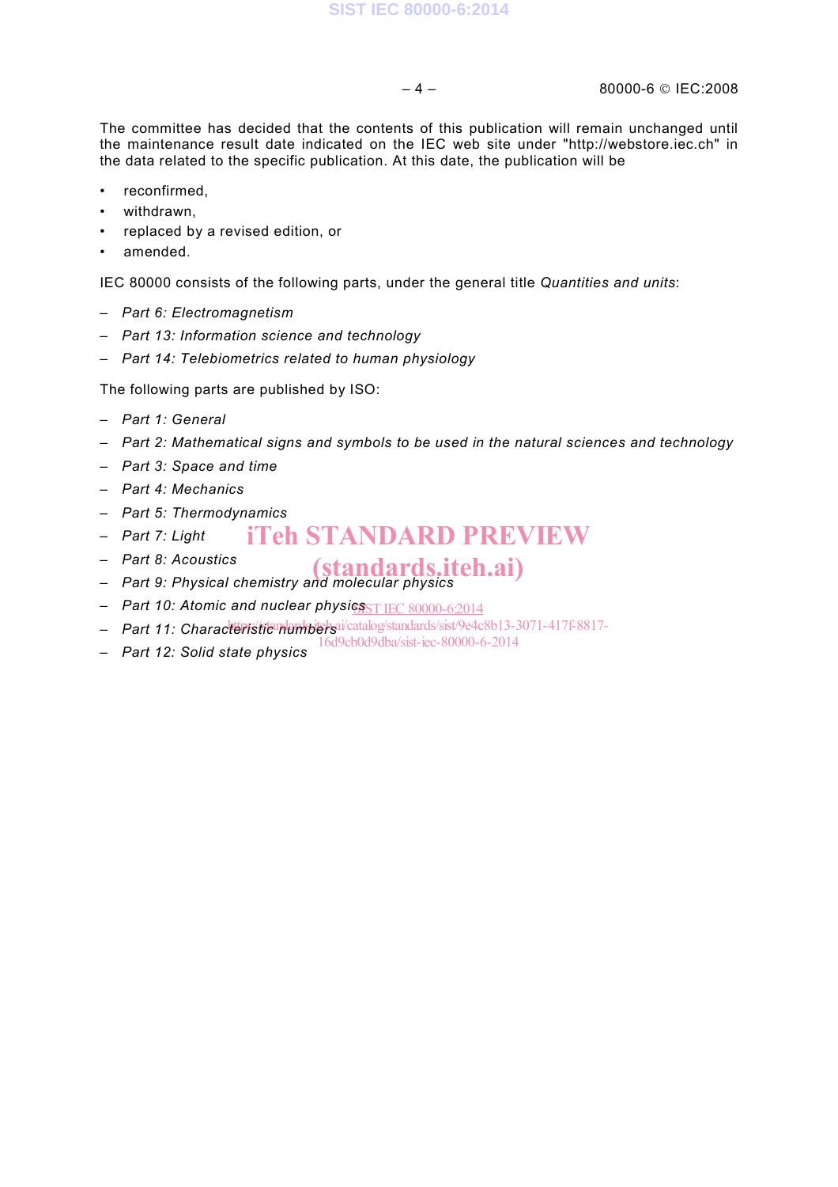The committee has decided that the contents of this publication will remain unchanged until the maintenance result date indicated on the IEC web site under "http://webstore.iec.ch" in the data related to the specific publication. At this date, the publication will be

- reconfirmed,
- withdrawn,
- replaced by a revised edition, or
- amended.

IEC 80000 consists of the following parts, under the general title *Quantities and units*:

- *Part 6: Electromagnetism*
- *Part 13: Information science and technology*
- *Part 14: Telebiometrics related to human physiology*

The following parts are published by ISO:

- *Part 1: General*
- *Part 2: Mathematical signs and symbols to be used in the natural sciences and technology*
- *Part 3: Space and time*
- *Part 4: Mechanics*
- *Part 5: Thermodynamics*
- *Part 7: Light*
- *Part 8: Acoustics*
- *Part 9: Physical chemistry and molecular physics*
- *Part 10: Atomic and nuclear physics*
- *Part 11: Characteristic numbers*
- *Part 12: Solid state physics*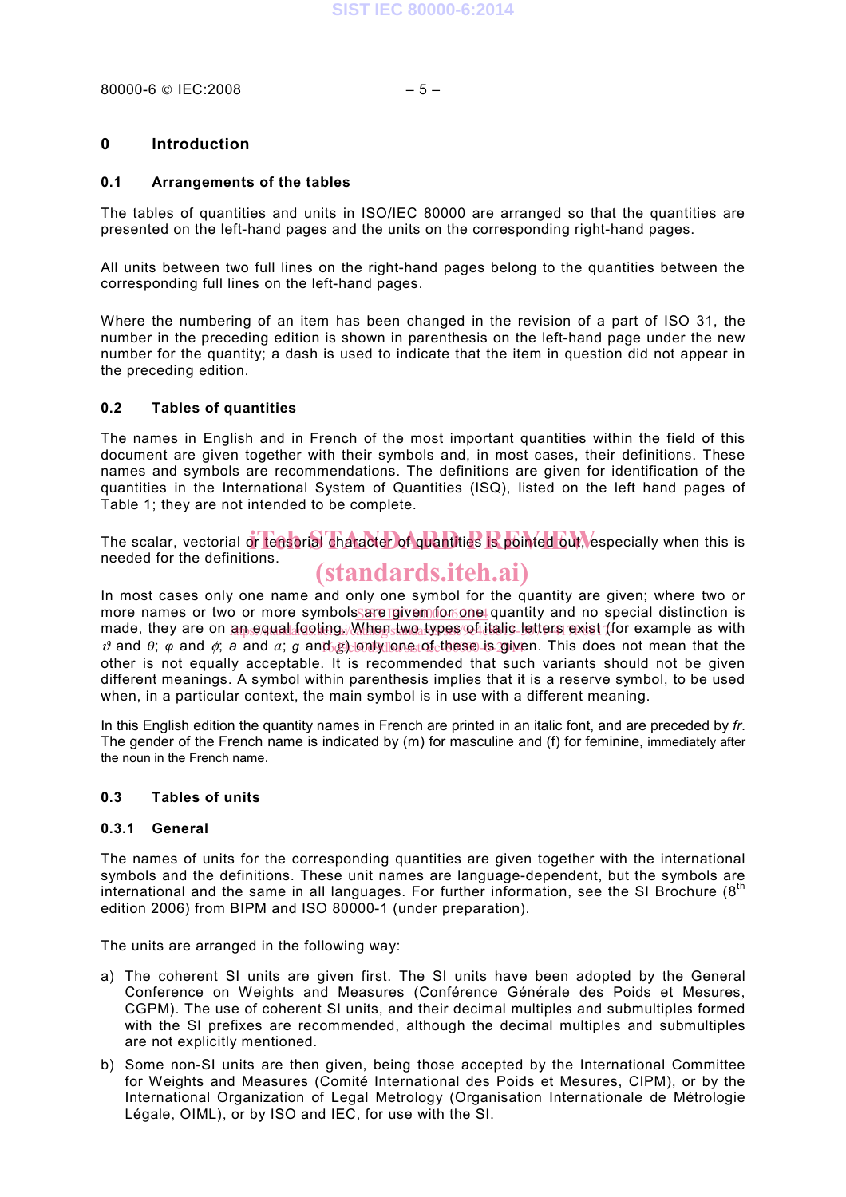# 0 Introduction

## 0.1 Arrangements of the tables

The tables of quantities and units in ISO/IEC 80000 are arranged so that the quantities are presented on the left-hand pages and the units on the corresponding right-hand pages.

All units between two full lines on the right-hand pages belong to the quantities between the corresponding full lines on the left-hand pages.

Where the numbering of an item has been changed in the revision of a part of ISO 31, the number in the preceding edition is shown in parenthesis on the left-hand page under the new number for the quantity; a dash is used to indicate that the item in question did not appear in the preceding edition.

## 0.2 Tables of quantities

The names in English and in French of the most important quantities within the field of this document are given together with their symbols and, in most cases, their definitions. These names and symbols are recommendations. The definitions are given for identification of the quantities in the International System of Quantities (ISQ), listed on the left hand pages of Table 1; they are not intended to be complete.

The scalar, vectorial or tensorial character of quantities is pointed out, especially when this is needed for the definitions.

In most cases only one name and only one symbol for the quantity are given; where two or more names or two or more symbols are given for one quantity and no special distinction is made, they are on an equal footing. When two types of italic letters exist (for example as with $\vartheta$ and $\theta$; $\varphi$ and $\phi$; *a* and $\alpha$; *g* and *g*) only one of these is given. This does not mean that the other is not equally acceptable. It is recommended that such variants should not be given different meanings. A symbol within parenthesis implies that it is a reserve symbol, to be used when, in a particular context, the main symbol is in use with a different meaning.

In this English edition the quantity names in French are printed in an italic font, and are preceded by *fr*. The gender of the French name is indicated by (m) for masculine and (f) for feminine, immediately after the noun in the French name.

## 0.3 Tables of units

### 0.3.1 General

The names of units for the corresponding quantities are given together with the international symbols and the definitions. These unit names are language-dependent, but the symbols are international and the same in all languages. For further information, see the SI Brochure (8th edition 2006) from BIPM and ISO 80000-1 (under preparation).

The units are arranged in the following way:

a) The coherent SI units are given first. The SI units have been adopted by the General Conference on Weights and Measures (Conférence Générale des Poids et Mesures, CGPM). The use of coherent SI units, and their decimal multiples and submultiples formed with the SI prefixes are recommended, although the decimal multiples and submultiples are not explicitly mentioned.

b) Some non-SI units are then given, being those accepted by the International Committee for Weights and Measures (Comité International des Poids et Mesures, CIPM), or by the International Organization of Legal Metrology (Organisation Internationale de Métrologie Légale, OIML), or by ISO and IEC, for use with the SI.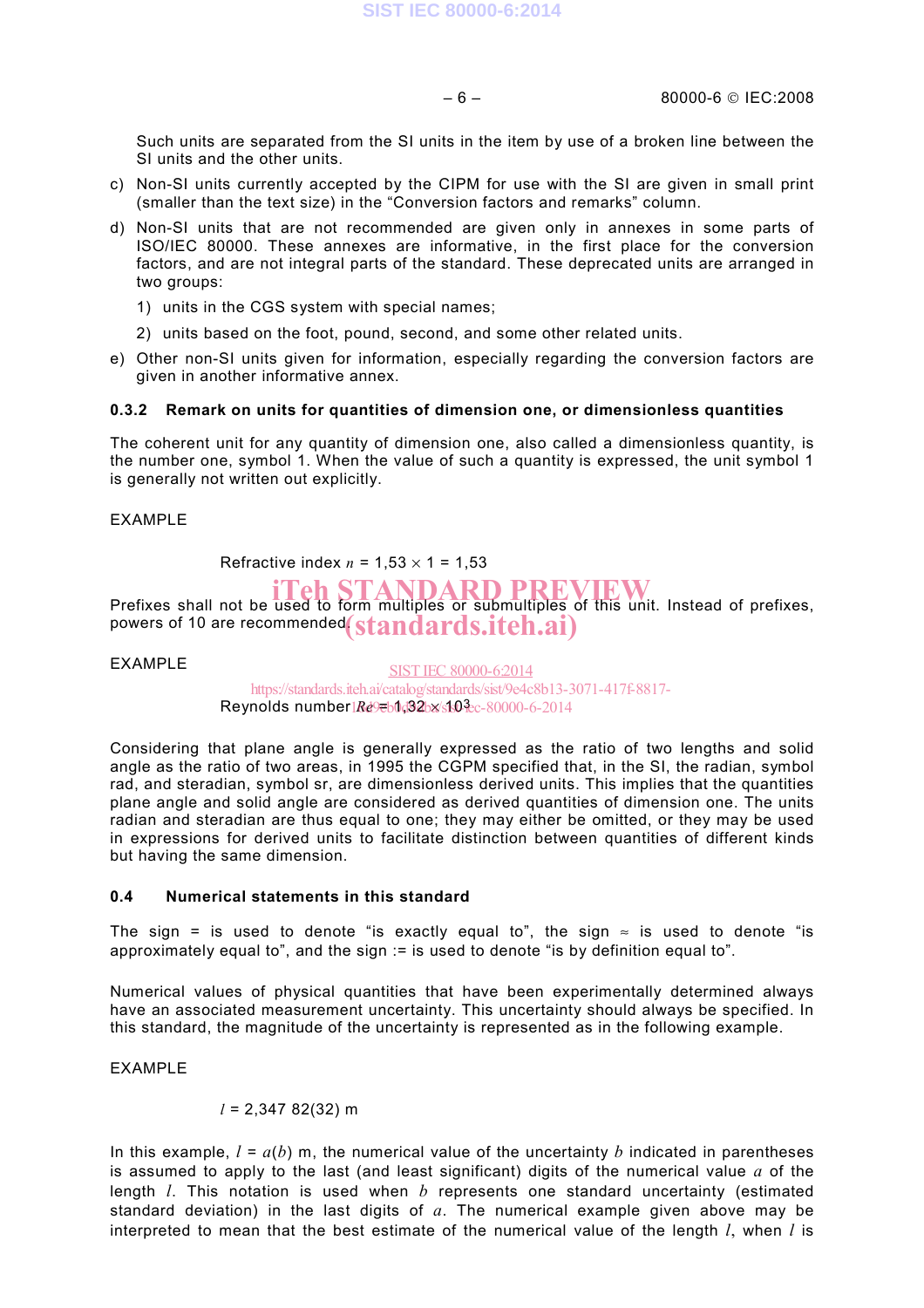Such units are separated from the SI units in the item by use of a broken line between the SI units and the other units.

c) Non-SI units currently accepted by the CIPM for use with the SI are given in small print (smaller than the text size) in the "Conversion factors and remarks" column.

d) Non-SI units that are not recommended are given only in annexes in some parts of ISO/IEC 80000. These annexes are informative, in the first place for the conversion factors, and are not integral parts of the standard. These deprecated units are arranged in two groups:

   1) units in the CGS system with special names;

   2) units based on the foot, pound, second, and some other related units.

e) Other non-SI units given for information, especially regarding the conversion factors are given in another informative annex.

### 0.3.2 Remark on units for quantities of dimension one, or dimensionless quantities

The coherent unit for any quantity of dimension one, also called a dimensionless quantity, is the number one, symbol 1. When the value of such a quantity is expressed, the unit symbol 1 is generally not written out explicitly.

EXAMPLE

Refractive index $n = 1{,}53 \times 1 = 1{,}53$

Prefixes shall not be used to form multiples or submultiples of this unit. Instead of prefixes, powers of 10 are recommended.

EXAMPLE

Reynolds number $Re = 1{,}32 \times 10^3$

Considering that plane angle is generally expressed as the ratio of two lengths and solid angle as the ratio of two areas, in 1995 the CGPM specified that, in the SI, the radian, symbol rad, and steradian, symbol sr, are dimensionless derived units. This implies that the quantities plane angle and solid angle are considered as derived quantities of dimension one. The units radian and steradian are thus equal to one; they may either be omitted, or they may be used in expressions for derived units to facilitate distinction between quantities of different kinds but having the same dimension.

### 0.4 Numerical statements in this standard

The sign = is used to denote "is exactly equal to", the sign ≈ is used to denote "is approximately equal to", and the sign := is used to denote "is by definition equal to".

Numerical values of physical quantities that have been experimentally determined always have an associated measurement uncertainty. This uncertainty should always be specified. In this standard, the magnitude of the uncertainty is represented as in the following example.

EXAMPLE

$l = 2{,}347\ 82(32)$ m

In this example, $l = a(b)$ m, the numerical value of the uncertainty $b$ indicated in parentheses is assumed to apply to the last (and least significant) digits of the numerical value $a$ of the length $l$. This notation is used when $b$ represents one standard uncertainty (estimated standard deviation) in the last digits of $a$. The numerical example given above may be interpreted to mean that the best estimate of the numerical value of the length $l$, when $l$ is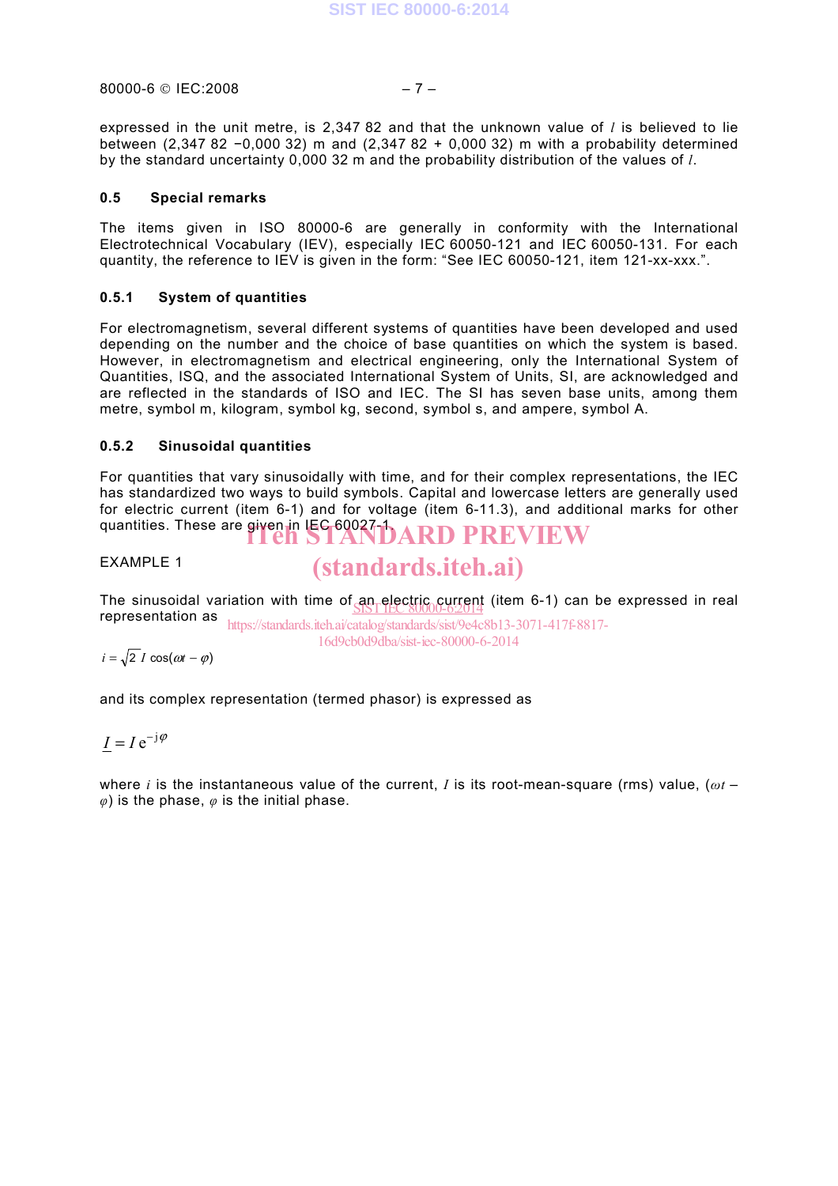expressed in the unit metre, is 2,347 82 and that the unknown value of $l$ is believed to lie between (2,347 82 −0,000 32) m and (2,347 82 + 0,000 32) m with a probability determined by the standard uncertainty 0,000 32 m and the probability distribution of the values of $l$.

### 0.5 Special remarks

The items given in ISO 80000-6 are generally in conformity with the International Electrotechnical Vocabulary (IEV), especially IEC 60050-121 and IEC 60050-131. For each quantity, the reference to IEV is given in the form: “See IEC 60050-121, item 121-xx-xxx.”.

#### 0.5.1 System of quantities

For electromagnetism, several different systems of quantities have been developed and used depending on the number and the choice of base quantities on which the system is based. However, in electromagnetism and electrical engineering, only the International System of Quantities, ISQ, and the associated International System of Units, SI, are acknowledged and are reflected in the standards of ISO and IEC. The SI has seven base units, among them metre, symbol m, kilogram, symbol kg, second, symbol s, and ampere, symbol A.

#### 0.5.2 Sinusoidal quantities

For quantities that vary sinusoidally with time, and for their complex representations, the IEC has standardized two ways to build symbols. Capital and lowercase letters are generally used for electric current (item 6-1) and for voltage (item 6-11.3), and additional marks for other quantities. These are given in IEC 60027-1.

EXAMPLE 1

The sinusoidal variation with time of an electric current (item 6-1) can be expressed in real representation as

$$i = \sqrt{2}\, I \cos(\omega t - \varphi)$$

and its complex representation (termed phasor) is expressed as

$$\underline{I} = I\, \mathrm{e}^{-\mathrm{j}\varphi}$$

where $i$ is the instantaneous value of the current, $I$ is its root-mean-square (rms) value, $(\omega t - \varphi)$ is the phase, $\varphi$ is the initial phase.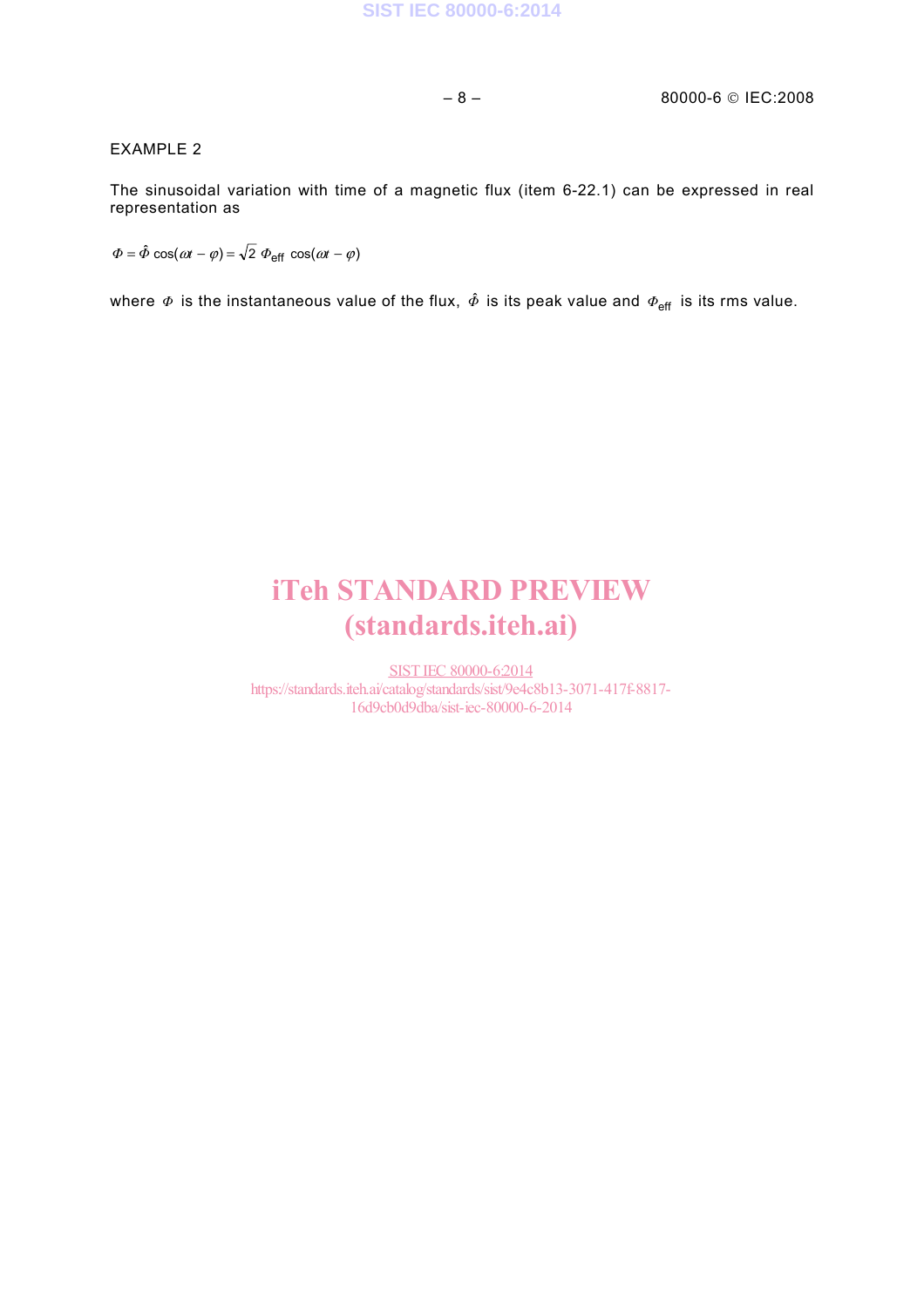EXAMPLE 2

The sinusoidal variation with time of a magnetic flux (item 6-22.1) can be expressed in real representation as

$$\Phi = \hat{\Phi} \cos(\omega t - \varphi) = \sqrt{2}\, \Phi_{\text{eff}} \cos(\omega t - \varphi)$$

where $\Phi$ is the instantaneous value of the flux, $\hat{\Phi}$ is its peak value and $\Phi_{\text{eff}}$ is its rms value.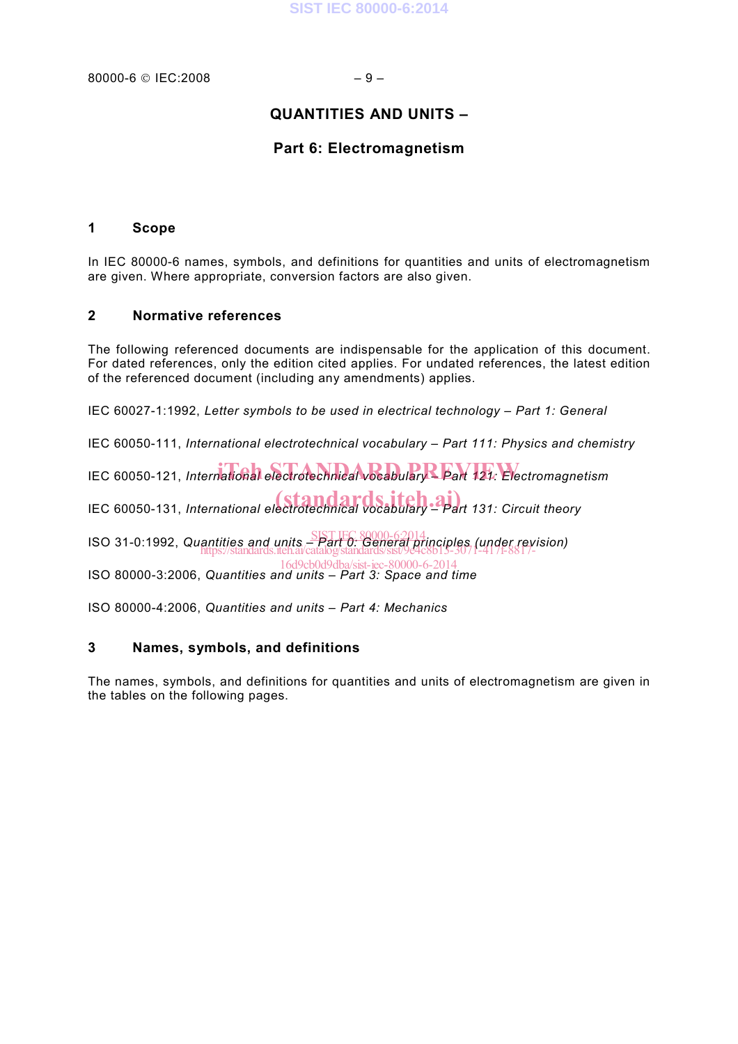# QUANTITIES AND UNITS –

## Part 6: Electromagnetism

## 1 Scope

In IEC 80000-6 names, symbols, and definitions for quantities and units of electromagnetism are given. Where appropriate, conversion factors are also given.

## 2 Normative references

The following referenced documents are indispensable for the application of this document. For dated references, only the edition cited applies. For undated references, the latest edition of the referenced document (including any amendments) applies.

IEC 60027-1:1992, *Letter symbols to be used in electrical technology – Part 1: General*

IEC 60050-111, *International electrotechnical vocabulary – Part 111: Physics and chemistry*

IEC 60050-121, *International electrotechnical vocabulary – Part 121: Electromagnetism*

IEC 60050-131, *International electrotechnical vocabulary – Part 131: Circuit theory*

ISO 31-0:1992, *Quantities and units – Part 0: General principles (under revision)*

ISO 80000-3:2006, *Quantities and units – Part 3: Space and time*

ISO 80000-4:2006, *Quantities and units – Part 4: Mechanics*

## 3 Names, symbols, and definitions

The names, symbols, and definitions for quantities and units of electromagnetism are given in the tables on the following pages.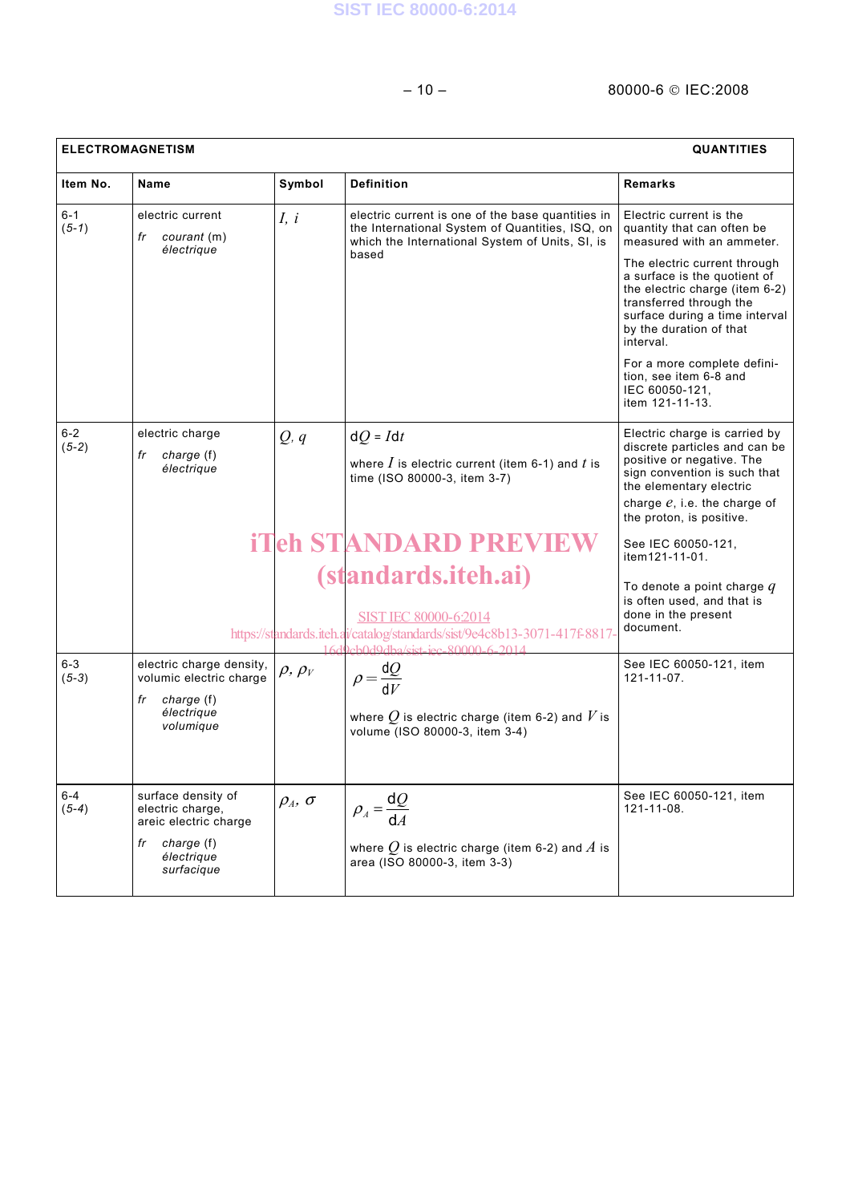| ELECTROMAGNETISM | | | | QUANTITIES |
|---|---|---|---|---|
| **Item No.** | **Name** | **Symbol** | **Definition** | **Remarks** |
| 6-1 <br> (*5-1*) | electric current <br> *fr* *courant* (m) *électrique* | $I$, $i$ | electric current is one of the base quantities in the International System of Quantities, ISQ, on which the International System of Units, SI, is based | Electric current is the quantity that can often be measured with an ammeter. <br><br> The electric current through a surface is the quotient of the electric charge (item 6-2) transferred through the surface during a time interval by the duration of that interval. <br><br> For a more complete definition, see item 6-8 and IEC 60050-121, item 121-11-13. |
| 6-2 <br> (*5-2*) | electric charge <br> *fr* *charge* (f) *électrique* | $Q$, $q$ | $\mathrm{d}Q = I\mathrm{d}t$ <br><br> where $I$ is electric current (item 6-1) and $t$ is time (ISO 80000-3, item 3-7) | Electric charge is carried by discrete particles and can be positive or negative. The sign convention is such that the elementary electric charge $e$, i.e. the charge of the proton, is positive. <br><br> See IEC 60050-121, item121-11-01. <br><br> To denote a point charge $q$ is often used, and that is done in the present document. |
| 6-3 <br> (*5-3*) | electric charge density, volumic electric charge <br> *fr* *charge* (f) *électrique volumique* | $\rho$, $\rho_V$ | $\rho = \dfrac{\mathrm{d}Q}{\mathrm{d}V}$ <br><br> where $Q$ is electric charge (item 6-2) and $V$ is volume (ISO 80000-3, item 3-4) | See IEC 60050-121, item 121-11-07. |
| 6-4 <br> (*5-4*) | surface density of electric charge, areic electric charge <br> *fr* *charge* (f) *électrique surfacique* | $\rho_A$, $\sigma$ | $\rho_A = \dfrac{\mathrm{d}Q}{\mathrm{d}A}$ <br><br> where $Q$ is electric charge (item 6-2) and $A$ is area (ISO 80000-3, item 3-3) | See IEC 60050-121, item 121-11-08. |